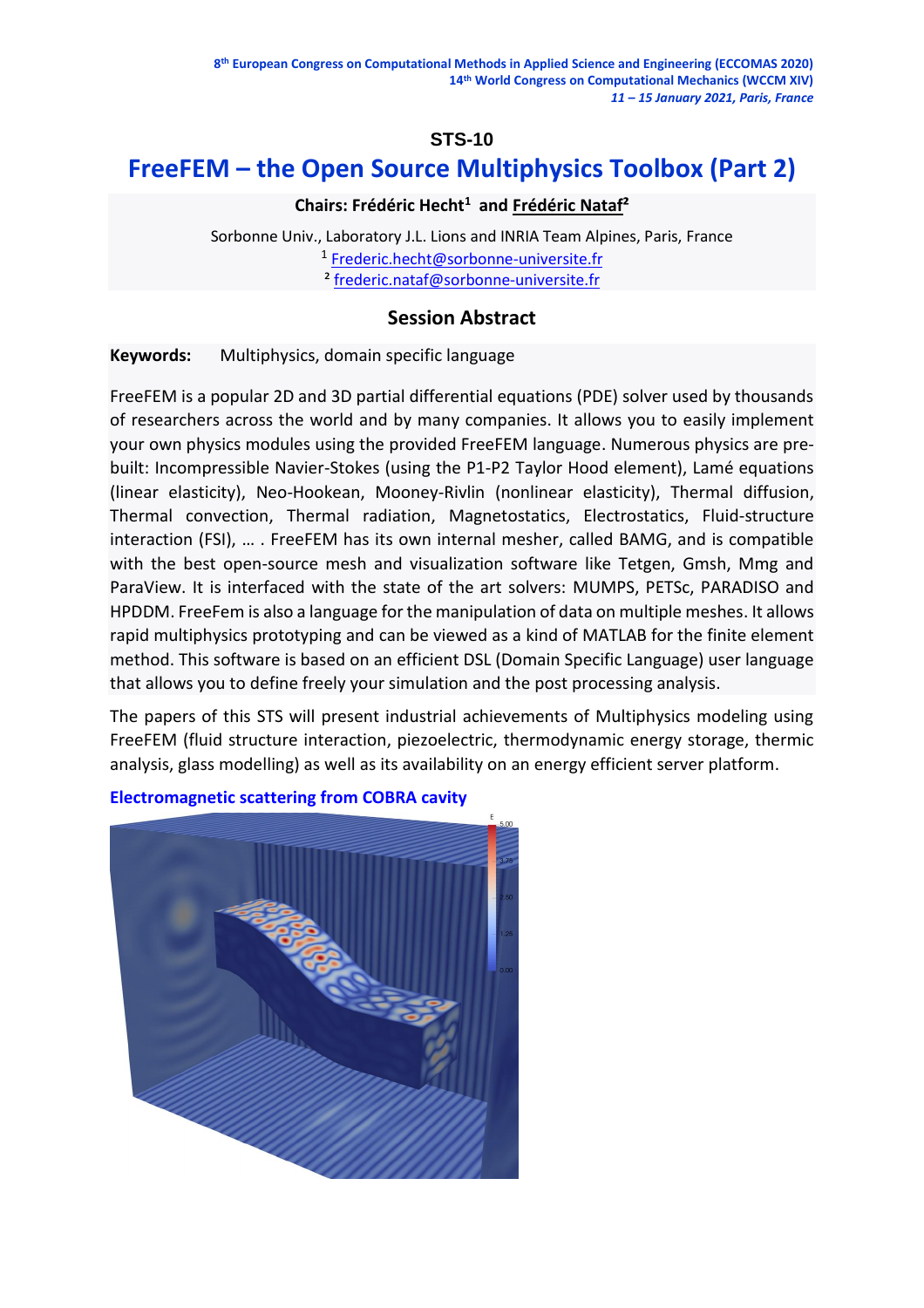8th European Congress on Computational Methods in Applied Science and Engineering (ECCOMAS 2020)
14th World Congress on Computational Mechanics (WCCM XIV)
*11 – 15 January 2021, Paris, France*

## STS-10

# FreeFEM – the Open Source Multiphysics Toolbox (Part 2)

**Chairs: Frédéric Hecht[1] and Frédéric Nataf[2]**

Sorbonne Univ., Laboratory J.L. Lions and INRIA Team Alpines, Paris, France
[1] Frederic.hecht@sorbonne-universite.fr
[2] frederic.nataf@sorbonne-universite.fr

### Session Abstract

**Keywords:** Multiphysics, domain specific language

FreeFEM is a popular 2D and 3D partial differential equations (PDE) solver used by thousands of researchers across the world and by many companies. It allows you to easily implement your own physics modules using the provided FreeFEM language. Numerous physics are pre-built: Incompressible Navier-Stokes (using the P1-P2 Taylor Hood element), Lamé equations (linear elasticity), Neo-Hookean, Mooney-Rivlin (nonlinear elasticity), Thermal diffusion, Thermal convection, Thermal radiation, Magnetostatics, Electrostatics, Fluid-structure interaction (FSI), … . FreeFEM has its own internal mesher, called BAMG, and is compatible with the best open-source mesh and visualization software like Tetgen, Gmsh, Mmg and ParaView. It is interfaced with the state of the art solvers: MUMPS, PETSc, PARADISO and HPDDM. FreeFem is also a language for the manipulation of data on multiple meshes. It allows rapid multiphysics prototyping and can be viewed as a kind of MATLAB for the finite element method. This software is based on an efficient DSL (Domain Specific Language) user language that allows you to define freely your simulation and the post processing analysis.

The papers of this STS will present industrial achievements of Multiphysics modeling using FreeFEM (fluid structure interaction, piezoelectric, thermodynamic energy storage, thermic analysis, glass modelling) as well as its availability on an energy efficient server platform.

**Electromagnetic scattering from COBRA cavity**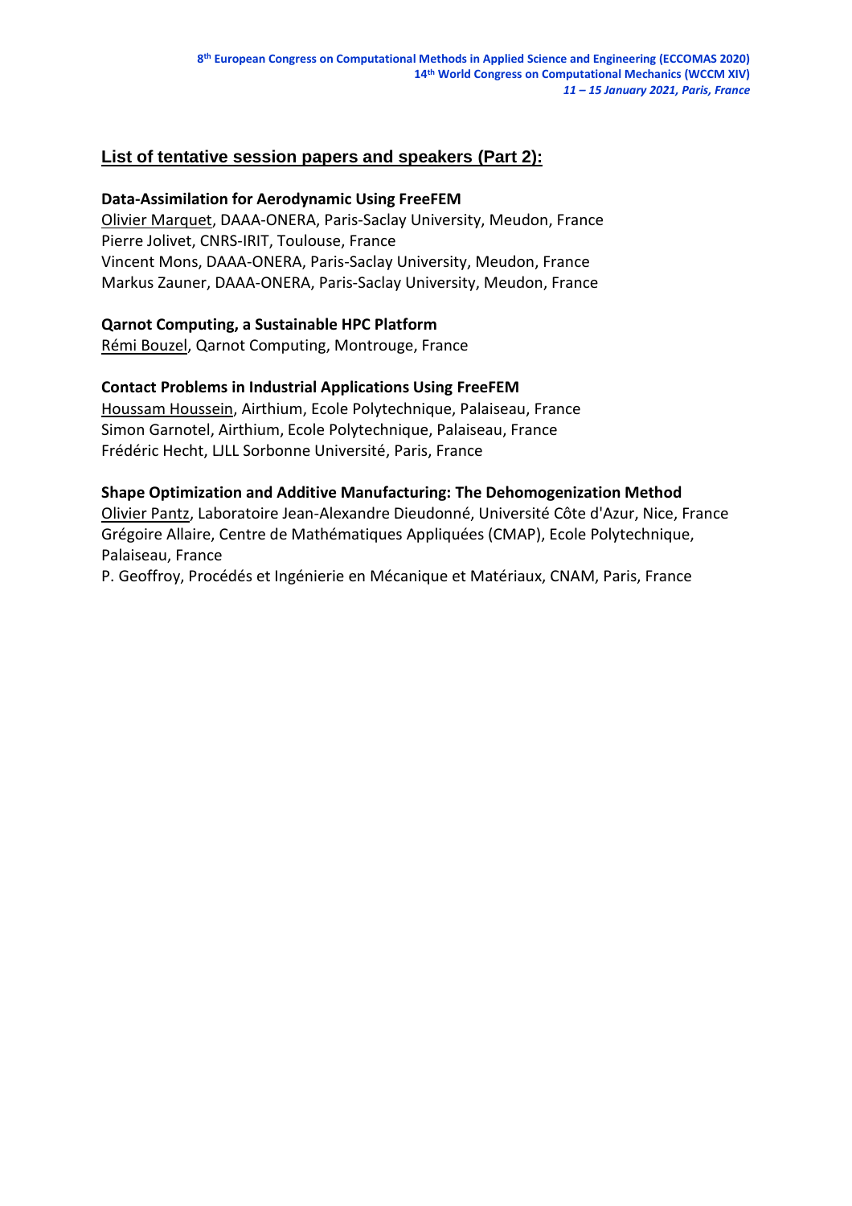## List of tentative session papers and speakers (Part 2):

**Data-Assimilation for Aerodynamic Using FreeFEM**
Olivier Marquet, DAAA-ONERA, Paris-Saclay University, Meudon, France
Pierre Jolivet, CNRS-IRIT, Toulouse, France
Vincent Mons, DAAA-ONERA, Paris-Saclay University, Meudon, France
Markus Zauner, DAAA-ONERA, Paris-Saclay University, Meudon, France

**Qarnot Computing, a Sustainable HPC Platform**
Rémi Bouzel, Qarnot Computing, Montrouge, France

**Contact Problems in Industrial Applications Using FreeFEM**
Houssam Houssein, Airthium, Ecole Polytechnique, Palaiseau, France
Simon Garnotel, Airthium, Ecole Polytechnique, Palaiseau, France
Frédéric Hecht, LJLL Sorbonne Université, Paris, France

**Shape Optimization and Additive Manufacturing: The Dehomogenization Method**
Olivier Pantz, Laboratoire Jean-Alexandre Dieudonné, Université Côte d'Azur, Nice, France
Grégoire Allaire, Centre de Mathématiques Appliquées (CMAP), Ecole Polytechnique, Palaiseau, France
P. Geoffroy, Procédés et Ingénierie en Mécanique et Matériaux, CNAM, Paris, France